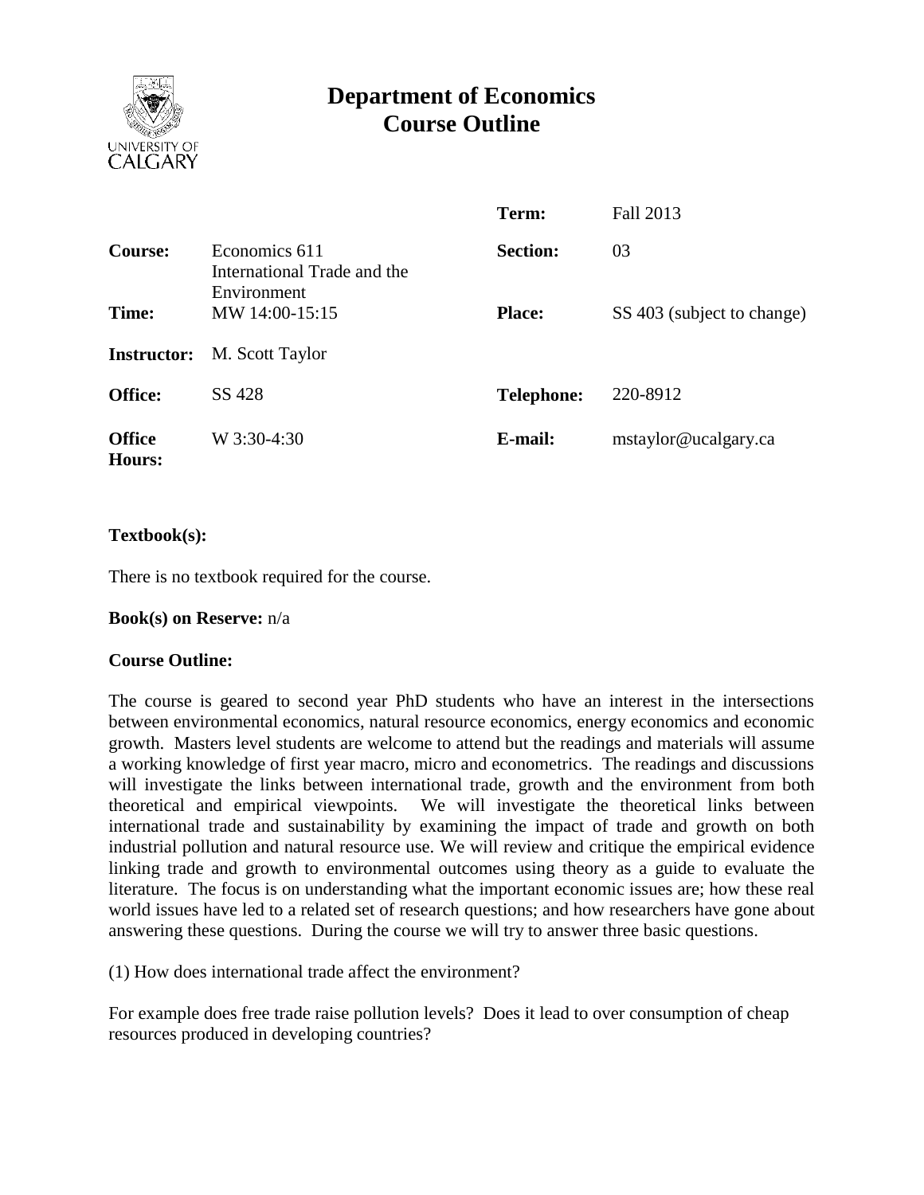# Department of Economics Course Outline

| | | | |
|---|---|---|---|
| | | **Term:** | Fall 2013 |
| **Course:** | Economics 611 International Trade and the Environment | **Section:** | 03 |
| **Time:** | MW 14:00-15:15 | **Place:** | SS 403 (subject to change) |
| **Instructor:** | M. Scott Taylor | | |
| **Office:** | SS 428 | **Telephone:** | 220-8912 |
| **Office Hours:** | W 3:30-4:30 | **E-mail:** | mstaylor@ucalgary.ca |

**Textbook(s):**

There is no textbook required for the course.

**Book(s) on Reserve:** n/a

**Course Outline:**

The course is geared to second year PhD students who have an interest in the intersections between environmental economics, natural resource economics, energy economics and economic growth. Masters level students are welcome to attend but the readings and materials will assume a working knowledge of first year macro, micro and econometrics. The readings and discussions will investigate the links between international trade, growth and the environment from both theoretical and empirical viewpoints. We will investigate the theoretical links between international trade and sustainability by examining the impact of trade and growth on both industrial pollution and natural resource use. We will review and critique the empirical evidence linking trade and growth to environmental outcomes using theory as a guide to evaluate the literature. The focus is on understanding what the important economic issues are; how these real world issues have led to a related set of research questions; and how researchers have gone about answering these questions. During the course we will try to answer three basic questions.

(1) How does international trade affect the environment?

For example does free trade raise pollution levels? Does it lead to over consumption of cheap resources produced in developing countries?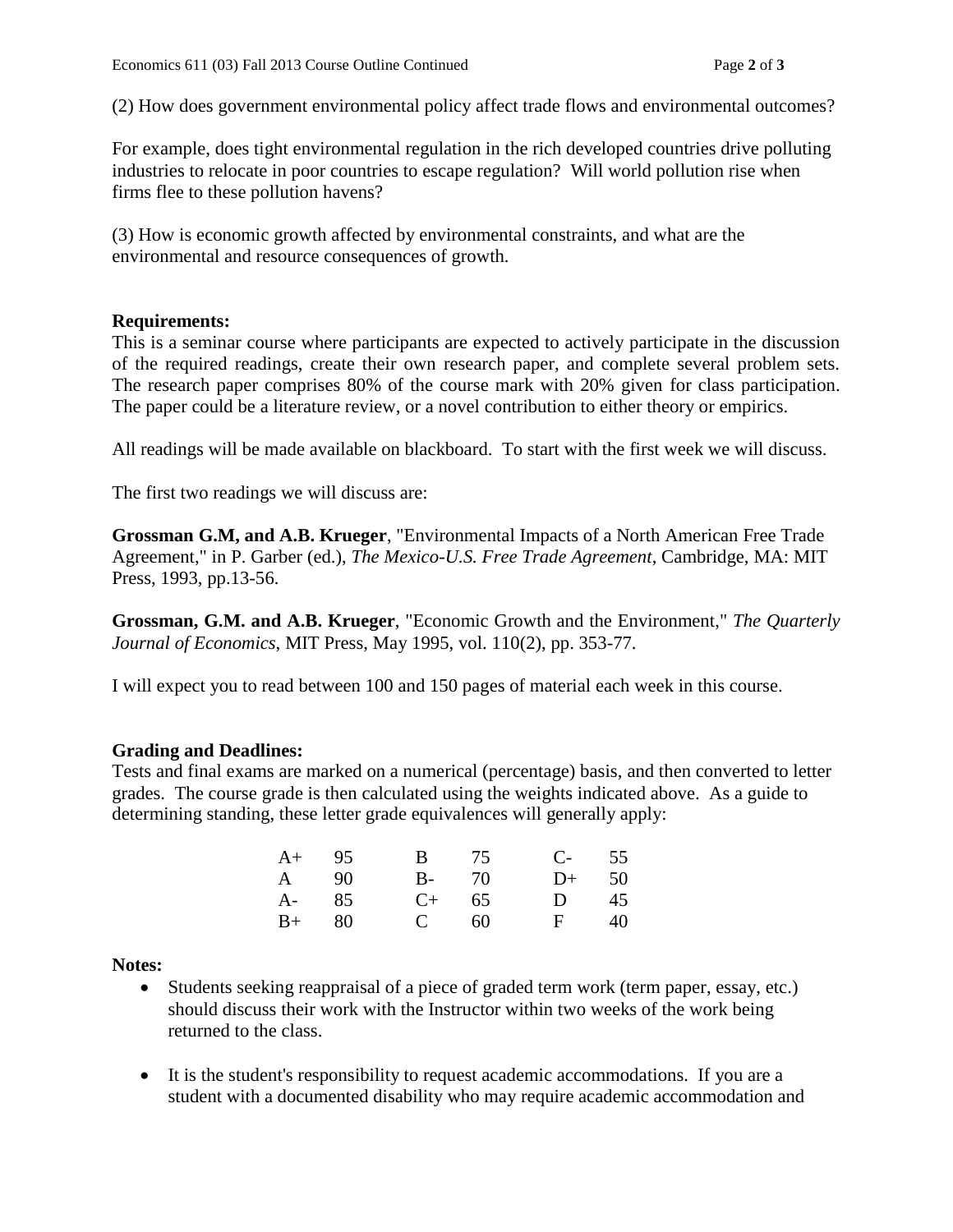(2) How does government environmental policy affect trade flows and environmental outcomes?

For example, does tight environmental regulation in the rich developed countries drive polluting industries to relocate in poor countries to escape regulation? Will world pollution rise when firms flee to these pollution havens?

(3) How is economic growth affected by environmental constraints, and what are the environmental and resource consequences of growth.

**Requirements:**
This is a seminar course where participants are expected to actively participate in the discussion of the required readings, create their own research paper, and complete several problem sets. The research paper comprises 80% of the course mark with 20% given for class participation. The paper could be a literature review, or a novel contribution to either theory or empirics.

All readings will be made available on blackboard. To start with the first week we will discuss.

The first two readings we will discuss are:

**Grossman G.M, and A.B. Krueger**, "Environmental Impacts of a North American Free Trade Agreement," in P. Garber (ed.), *The Mexico-U.S. Free Trade Agreement*, Cambridge, MA: MIT Press, 1993, pp.13-56.

**Grossman, G.M. and A.B. Krueger**, "Economic Growth and the Environment," *The Quarterly Journal of Economics*, MIT Press, May 1995, vol. 110(2), pp. 353-77.

I will expect you to read between 100 and 150 pages of material each week in this course.

**Grading and Deadlines:**
Tests and final exams are marked on a numerical (percentage) basis, and then converted to letter grades. The course grade is then calculated using the weights indicated above. As a guide to determining standing, these letter grade equivalences will generally apply:

| | | | | | |
|---|---|---|---|---|---|
| A+ | 95 | B | 75 | C- | 55 |
| A | 90 | B- | 70 | D+ | 50 |
| A- | 85 | C+ | 65 | D | 45 |
| B+ | 80 | C | 60 | F | 40 |

**Notes:**

- Students seeking reappraisal of a piece of graded term work (term paper, essay, etc.) should discuss their work with the Instructor within two weeks of the work being returned to the class.

- It is the student's responsibility to request academic accommodations. If you are a student with a documented disability who may require academic accommodation and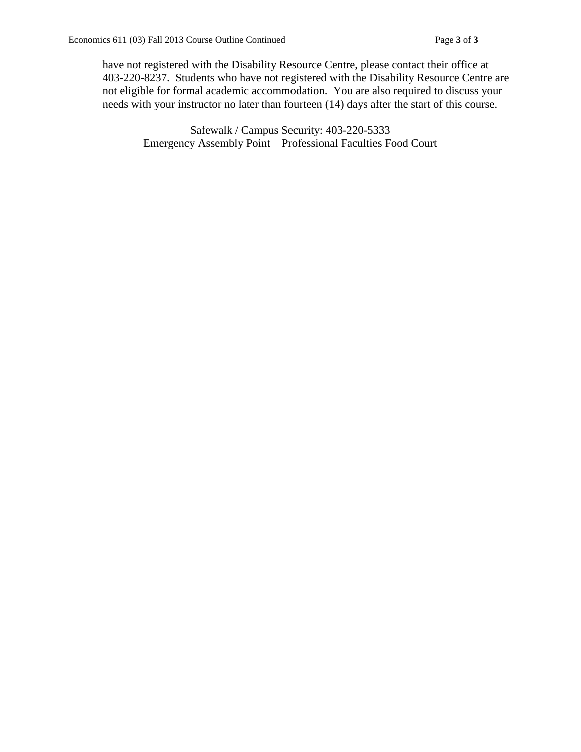have not registered with the Disability Resource Centre, please contact their office at 403-220-8237. Students who have not registered with the Disability Resource Centre are not eligible for formal academic accommodation. You are also required to discuss your needs with your instructor no later than fourteen (14) days after the start of this course.

Safewalk / Campus Security: 403-220-5333
Emergency Assembly Point – Professional Faculties Food Court